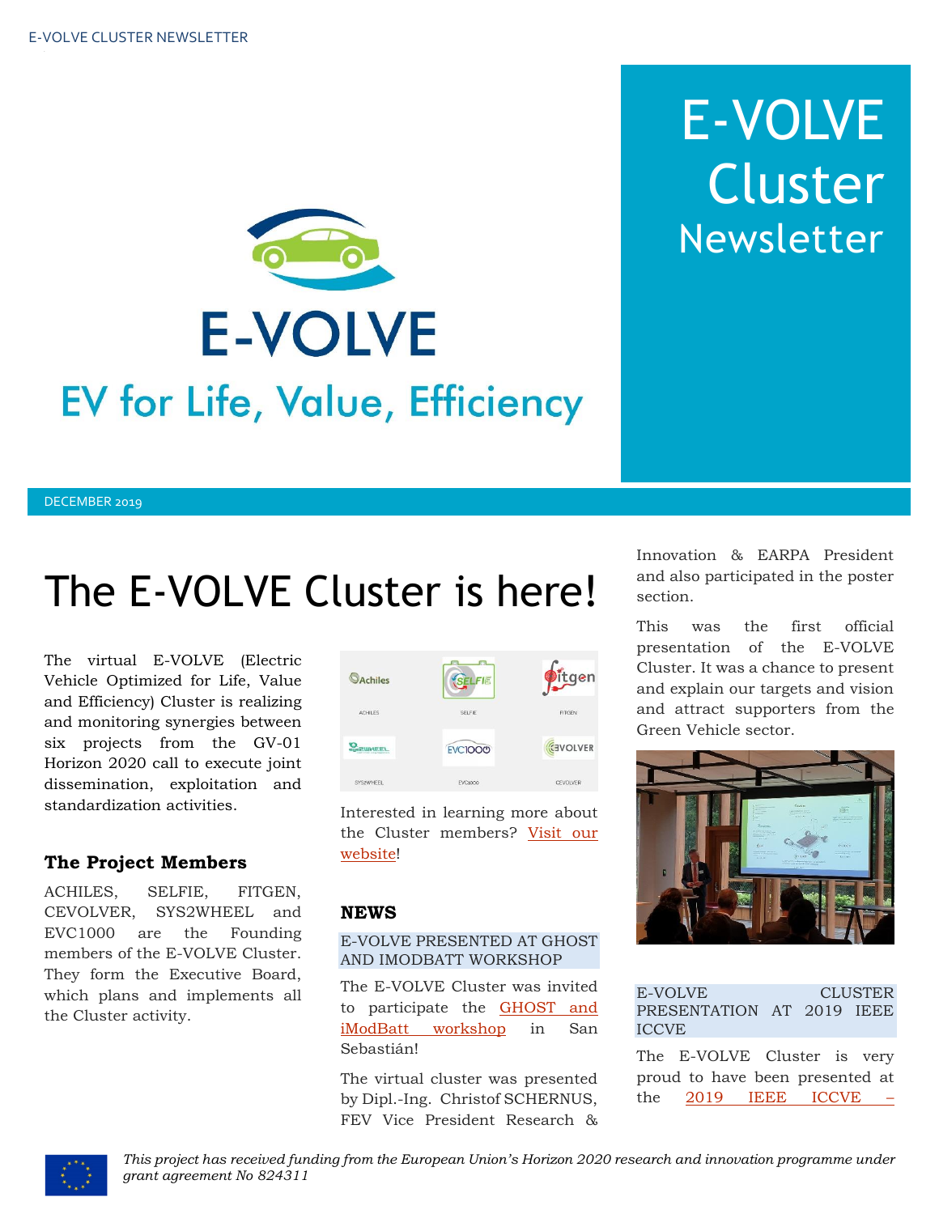# E-VOLVE Cluster Newsletter

E-VOLVE

EV for Life, Value, Efficiency

DECEMBER 2019

# The E-VOLVE Cluster is here!

The virtual E-VOLVE (Electric Vehicle Optimized for Life, Value and Efficiency) Cluster is realizing and monitoring synergies between six projects from the GV-01 Horizon 2020 call to execute joint dissemination, exploitation and standardization activities.

### The Project Members

ACHILES, SELFIE, FITGEN, CEVOLVER, SYS2WHEEL and EVC1000 are the Founding members of the E-VOLVE Cluster. They form the Executive Board, which plans and implements all the Cluster activity.

ACHILES SELFIE FITGEN SYS2WHEEL EVC1000 CEVOLVER

Interested in learning more about the Cluster members? [Visit our website]!

## NEWS

### E-VOLVE PRESENTED AT GHOST AND IMODBATT WORKSHOP

The E-VOLVE Cluster was invited to participate the [GHOST and iModBatt workshop] in San Sebastián!

The virtual cluster was presented by Dipl.-Ing. Christof SCHERNUS, FEV Vice President Research & Innovation & EARPA President and also participated in the poster section.

This was the first official presentation of the E-VOLVE Cluster. It was a chance to present and explain our targets and vision and attract supporters from the Green Vehicle sector.

### E-VOLVE CLUSTER PRESENTATION AT 2019 IEEE ICCVE

The E-VOLVE Cluster is very proud to have been presented at the [2019 IEEE ICCVE –

*This project has received funding from the European Union's Horizon 2020 research and innovation programme under grant agreement No 824311*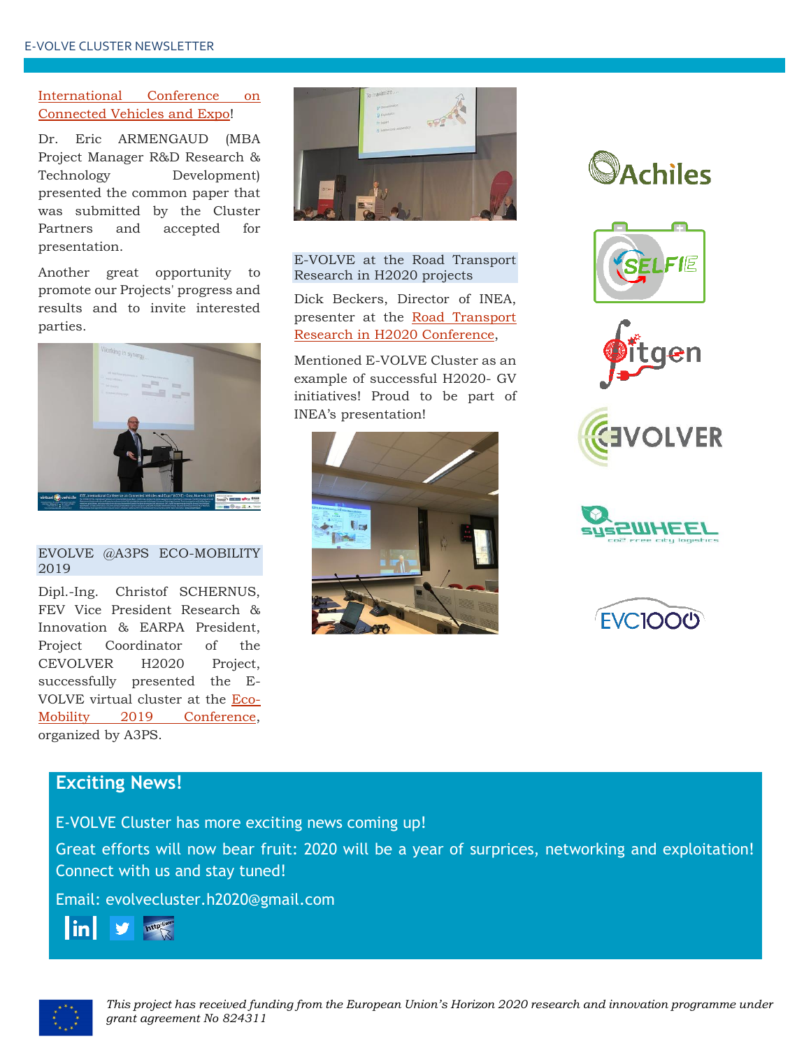International Conference on Connected Vehicles and Expo!

Dr. Eric ARMENGAUD (MBA Project Manager R&D Research & Technology Development) presented the common paper that was submitted by the Cluster Partners and accepted for presentation.

Another great opportunity to promote our Projects' progress and results and to invite interested parties.

### EVOLVE @A3PS ECO-MOBILITY 2019

Dipl.-Ing. Christof SCHERNUS, FEV Vice President Research & Innovation & EARPA President, Project Coordinator of the CEVOLVER H2020 Project, successfully presented the E-VOLVE virtual cluster at the Eco-Mobility 2019 Conference, organized by A3PS.

### E-VOLVE at the Road Transport Research in H2020 projects

Dick Beckers, Director of INEA, presenter at the Road Transport Research in H2020 Conference,

Mentioned E-VOLVE Cluster as an example of successful H2020- GV initiatives! Proud to be part of INEA's presentation!

## Exciting News!

E-VOLVE Cluster has more exciting news coming up!

Great efforts will now bear fruit: 2020 will be a year of surprices, networking and exploitation! Connect with us and stay tuned!

Email: evolvecluster.h2020@gmail.com

*This project has received funding from the European Union's Horizon 2020 research and innovation programme under grant agreement No 824311*